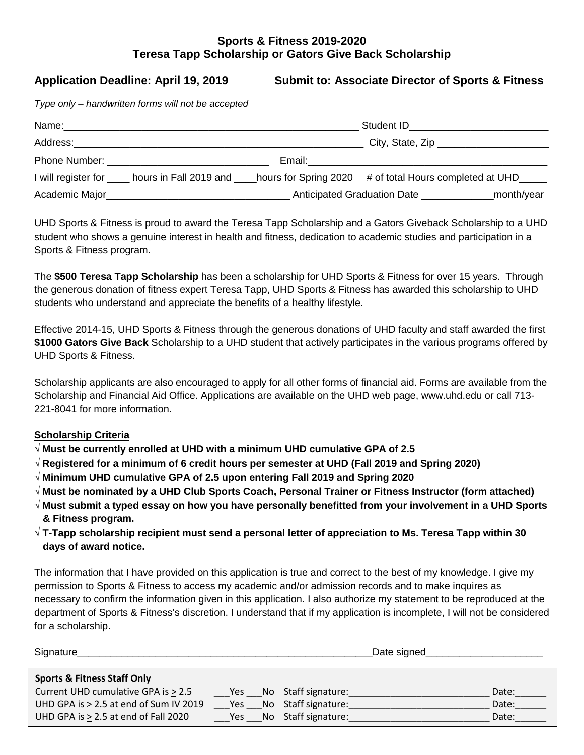# Sports & Fitness 2019-2020
## Teresa Tapp Scholarship or Gators Give Back Scholarship

**Application Deadline: April 19, 2019** **Submit to: Associate Director of Sports & Fitness**

*Type only – handwritten forms will not be accepted*

Name:_______________________________________________________ Student ID_________________________

Address:_______________________________________________________ City, State, Zip ____________________

Phone Number: _____________________________ Email:____________________________________________

I will register for ____ hours in Fall 2019 and ____hours for Spring 2020 # of total Hours completed at UHD_____

Academic Major_________________________________ Anticipated Graduation Date _____________month/year

UHD Sports & Fitness is proud to award the Teresa Tapp Scholarship and a Gators Giveback Scholarship to a UHD student who shows a genuine interest in health and fitness, dedication to academic studies and participation in a Sports & Fitness program.

The **$500 Teresa Tapp Scholarship** has been a scholarship for UHD Sports & Fitness for over 15 years. Through the generous donation of fitness expert Teresa Tapp, UHD Sports & Fitness has awarded this scholarship to UHD students who understand and appreciate the benefits of a healthy lifestyle.

Effective 2014-15, UHD Sports & Fitness through the generous donations of UHD faculty and staff awarded the first **$1000 Gators Give Back** Scholarship to a UHD student that actively participates in the various programs offered by UHD Sports & Fitness.

Scholarship applicants are also encouraged to apply for all other forms of financial aid. Forms are available from the Scholarship and Financial Aid Office. Applications are available on the UHD web page, www.uhd.edu or call 713-221-8041 for more information.

**Scholarship Criteria**

- √ **Must be currently enrolled at UHD with a minimum UHD cumulative GPA of 2.5**
- √ **Registered for a minimum of 6 credit hours per semester at UHD (Fall 2019 and Spring 2020)**
- √ **Minimum UHD cumulative GPA of 2.5 upon entering Fall 2019 and Spring 2020**
- √ **Must be nominated by a UHD Club Sports Coach, Personal Trainer or Fitness Instructor (form attached)**
- √ **Must submit a typed essay on how you have personally benefitted from your involvement in a UHD Sports & Fitness program.**
- √ **T-Tapp scholarship recipient must send a personal letter of appreciation to Ms. Teresa Tapp within 30 days of award notice.**

The information that I have provided on this application is true and correct to the best of my knowledge. I give my permission to Sports & Fitness to access my academic and/or admission records and to make inquires as necessary to confirm the information given in this application. I also authorize my statement to be reproduced at the department of Sports & Fitness's discretion. I understand that if my application is incomplete, I will not be considered for a scholarship.

Signature_______________________________________________________Date signed____________________

| **Sports & Fitness Staff Only** | | | |
|---|---|---|---|
| Current UHD cumulative GPA is ≥ 2.5 | ___Yes ___No | Staff signature:__________________________ | Date:______ |
| UHD GPA is ≥ 2.5 at end of Sum IV 2019 | ___Yes ___No | Staff signature:__________________________ | Date:______ |
| UHD GPA is ≥ 2.5 at end of Fall 2020 | ___Yes ___No | Staff signature:__________________________ | Date:______ |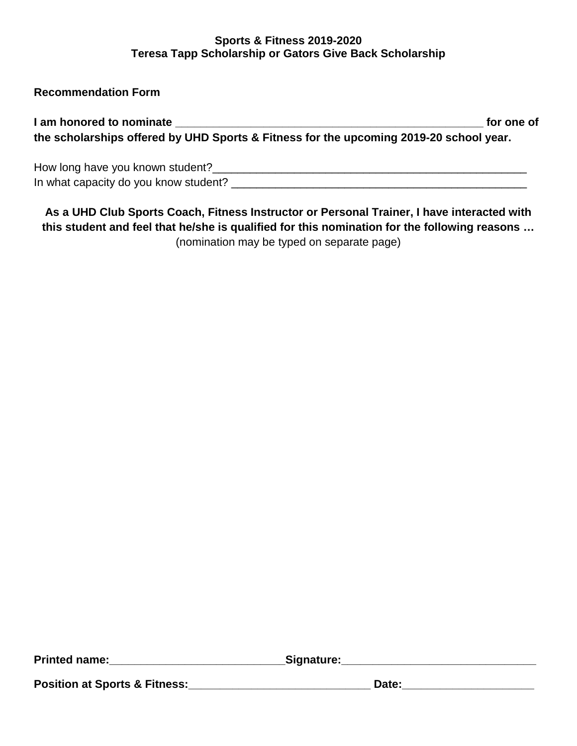**Sports & Fitness 2019-2020**
**Teresa Tapp Scholarship or Gators Give Back Scholarship**

**Recommendation Form**

**I am honored to nominate _________________________________________________ for one of the scholarships offered by UHD Sports & Fitness for the upcoming 2019-20 school year.**

How long have you known student?_____________________________________________________
In what capacity do you know student? _________________________________________________

**As a UHD Club Sports Coach, Fitness Instructor or Personal Trainer, I have interacted with this student and feel that he/she is qualified for this nomination for the following reasons …**
(nomination may be typed on separate page)

**Printed name:**____________________________**Signature:**________________________________

**Position at Sports & Fitness:**_____________________________ **Date:**_____________________